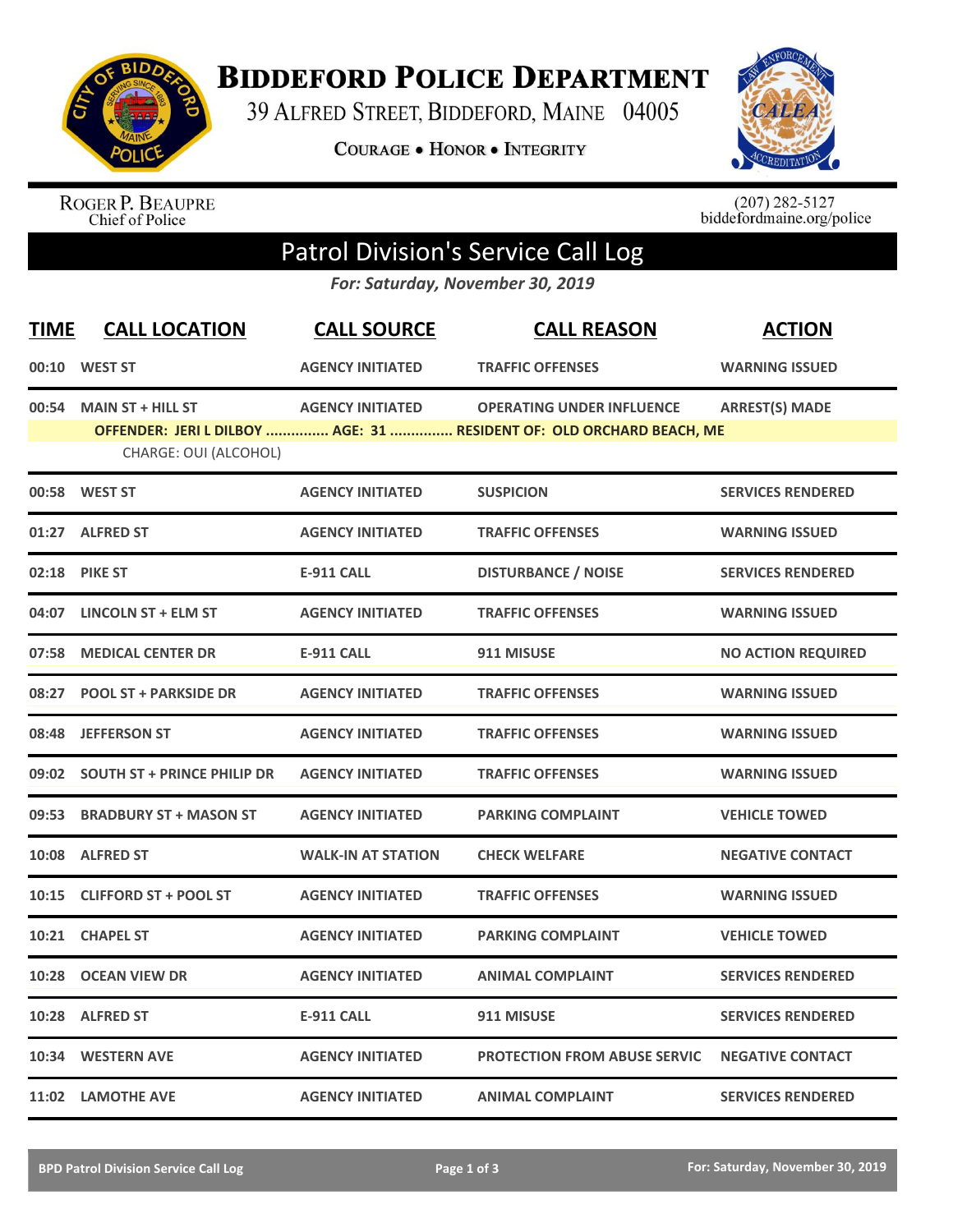# BIDDEFORD POLICE DEPARTMENT

39 ALFRED STREET, BIDDEFORD, MAINE 04005

COURAGE • HONOR • INTEGRITY

ROGER P. BEAUPRE
Chief of Police

(207) 282-5127
biddefordmaine.org/police

## Patrol Division's Service Call Log

*For: Saturday, November 30, 2019*

| TIME | CALL LOCATION | CALL SOURCE | CALL REASON | ACTION |
|---|---|---|---|---|
| 00:10 | WEST ST | AGENCY INITIATED | TRAFFIC OFFENSES | WARNING ISSUED |
| 00:54 | MAIN ST + HILL ST | AGENCY INITIATED | OPERATING UNDER INFLUENCE | ARREST(S) MADE |
| | OFFENDER: JERI L DILBOY ............... AGE: 31 ............... RESIDENT OF: OLD ORCHARD BEACH, ME | | | |
| | CHARGE: OUI (ALCOHOL) | | | |
| 00:58 | WEST ST | AGENCY INITIATED | SUSPICION | SERVICES RENDERED |
| 01:27 | ALFRED ST | AGENCY INITIATED | TRAFFIC OFFENSES | WARNING ISSUED |
| 02:18 | PIKE ST | E-911 CALL | DISTURBANCE / NOISE | SERVICES RENDERED |
| 04:07 | LINCOLN ST + ELM ST | AGENCY INITIATED | TRAFFIC OFFENSES | WARNING ISSUED |
| 07:58 | MEDICAL CENTER DR | E-911 CALL | 911 MISUSE | NO ACTION REQUIRED |
| 08:27 | POOL ST + PARKSIDE DR | AGENCY INITIATED | TRAFFIC OFFENSES | WARNING ISSUED |
| 08:48 | JEFFERSON ST | AGENCY INITIATED | TRAFFIC OFFENSES | WARNING ISSUED |
| 09:02 | SOUTH ST + PRINCE PHILIP DR | AGENCY INITIATED | TRAFFIC OFFENSES | WARNING ISSUED |
| 09:53 | BRADBURY ST + MASON ST | AGENCY INITIATED | PARKING COMPLAINT | VEHICLE TOWED |
| 10:08 | ALFRED ST | WALK-IN AT STATION | CHECK WELFARE | NEGATIVE CONTACT |
| 10:15 | CLIFFORD ST + POOL ST | AGENCY INITIATED | TRAFFIC OFFENSES | WARNING ISSUED |
| 10:21 | CHAPEL ST | AGENCY INITIATED | PARKING COMPLAINT | VEHICLE TOWED |
| 10:28 | OCEAN VIEW DR | AGENCY INITIATED | ANIMAL COMPLAINT | SERVICES RENDERED |
| 10:28 | ALFRED ST | E-911 CALL | 911 MISUSE | SERVICES RENDERED |
| 10:34 | WESTERN AVE | AGENCY INITIATED | PROTECTION FROM ABUSE SERVIC | NEGATIVE CONTACT |
| 11:02 | LAMOTHE AVE | AGENCY INITIATED | ANIMAL COMPLAINT | SERVICES RENDERED |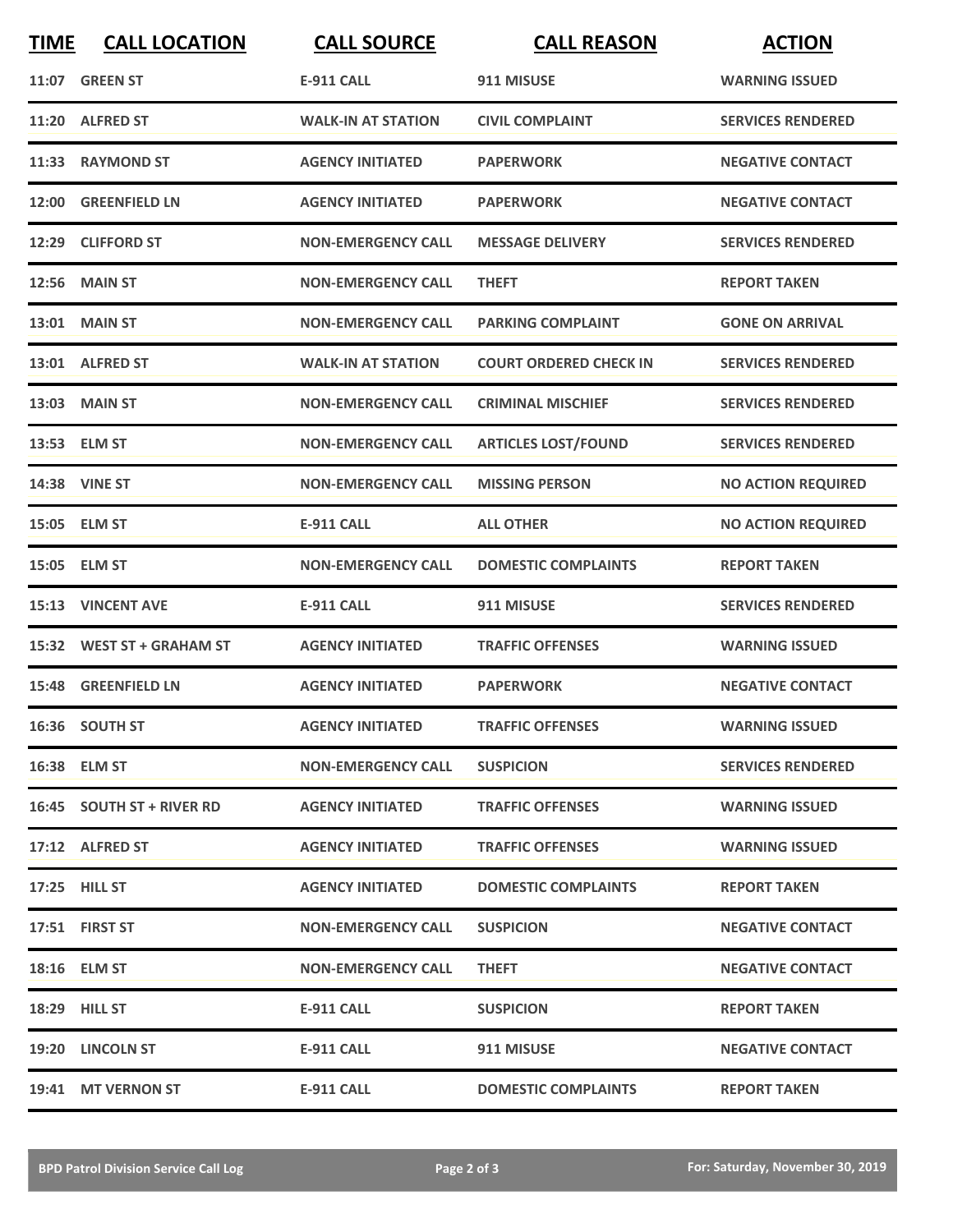| TIME | CALL LOCATION | CALL SOURCE | CALL REASON | ACTION |
|---|---|---|---|---|
| 11:07 | GREEN ST | E-911 CALL | 911 MISUSE | WARNING ISSUED |
| 11:20 | ALFRED ST | WALK-IN AT STATION | CIVIL COMPLAINT | SERVICES RENDERED |
| 11:33 | RAYMOND ST | AGENCY INITIATED | PAPERWORK | NEGATIVE CONTACT |
| 12:00 | GREENFIELD LN | AGENCY INITIATED | PAPERWORK | NEGATIVE CONTACT |
| 12:29 | CLIFFORD ST | NON-EMERGENCY CALL | MESSAGE DELIVERY | SERVICES RENDERED |
| 12:56 | MAIN ST | NON-EMERGENCY CALL | THEFT | REPORT TAKEN |
| 13:01 | MAIN ST | NON-EMERGENCY CALL | PARKING COMPLAINT | GONE ON ARRIVAL |
| 13:01 | ALFRED ST | WALK-IN AT STATION | COURT ORDERED CHECK IN | SERVICES RENDERED |
| 13:03 | MAIN ST | NON-EMERGENCY CALL | CRIMINAL MISCHIEF | SERVICES RENDERED |
| 13:53 | ELM ST | NON-EMERGENCY CALL | ARTICLES LOST/FOUND | SERVICES RENDERED |
| 14:38 | VINE ST | NON-EMERGENCY CALL | MISSING PERSON | NO ACTION REQUIRED |
| 15:05 | ELM ST | E-911 CALL | ALL OTHER | NO ACTION REQUIRED |
| 15:05 | ELM ST | NON-EMERGENCY CALL | DOMESTIC COMPLAINTS | REPORT TAKEN |
| 15:13 | VINCENT AVE | E-911 CALL | 911 MISUSE | SERVICES RENDERED |
| 15:32 | WEST ST + GRAHAM ST | AGENCY INITIATED | TRAFFIC OFFENSES | WARNING ISSUED |
| 15:48 | GREENFIELD LN | AGENCY INITIATED | PAPERWORK | NEGATIVE CONTACT |
| 16:36 | SOUTH ST | AGENCY INITIATED | TRAFFIC OFFENSES | WARNING ISSUED |
| 16:38 | ELM ST | NON-EMERGENCY CALL | SUSPICION | SERVICES RENDERED |
| 16:45 | SOUTH ST + RIVER RD | AGENCY INITIATED | TRAFFIC OFFENSES | WARNING ISSUED |
| 17:12 | ALFRED ST | AGENCY INITIATED | TRAFFIC OFFENSES | WARNING ISSUED |
| 17:25 | HILL ST | AGENCY INITIATED | DOMESTIC COMPLAINTS | REPORT TAKEN |
| 17:51 | FIRST ST | NON-EMERGENCY CALL | SUSPICION | NEGATIVE CONTACT |
| 18:16 | ELM ST | NON-EMERGENCY CALL | THEFT | NEGATIVE CONTACT |
| 18:29 | HILL ST | E-911 CALL | SUSPICION | REPORT TAKEN |
| 19:20 | LINCOLN ST | E-911 CALL | 911 MISUSE | NEGATIVE CONTACT |
| 19:41 | MT VERNON ST | E-911 CALL | DOMESTIC COMPLAINTS | REPORT TAKEN |

BPD Patrol Division Service Call Log — For: Saturday, November 30, 2019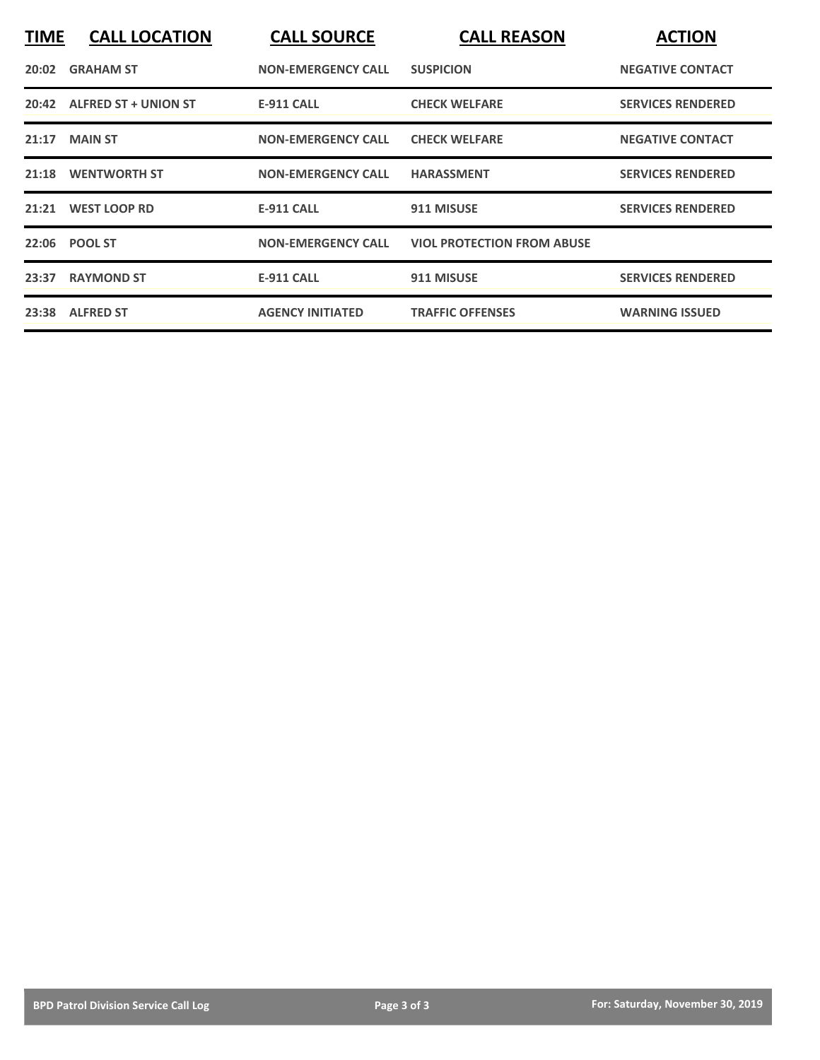| TIME | CALL LOCATION | CALL SOURCE | CALL REASON | ACTION |
|---|---|---|---|---|
| 20:02 | GRAHAM ST | NON-EMERGENCY CALL | SUSPICION | NEGATIVE CONTACT |
| 20:42 | ALFRED ST + UNION ST | E-911 CALL | CHECK WELFARE | SERVICES RENDERED |
| 21:17 | MAIN ST | NON-EMERGENCY CALL | CHECK WELFARE | NEGATIVE CONTACT |
| 21:18 | WENTWORTH ST | NON-EMERGENCY CALL | HARASSMENT | SERVICES RENDERED |
| 21:21 | WEST LOOP RD | E-911 CALL | 911 MISUSE | SERVICES RENDERED |
| 22:06 | POOL ST | NON-EMERGENCY CALL | VIOL PROTECTION FROM ABUSE | |
| 23:37 | RAYMOND ST | E-911 CALL | 911 MISUSE | SERVICES RENDERED |
| 23:38 | ALFRED ST | AGENCY INITIATED | TRAFFIC OFFENSES | WARNING ISSUED |